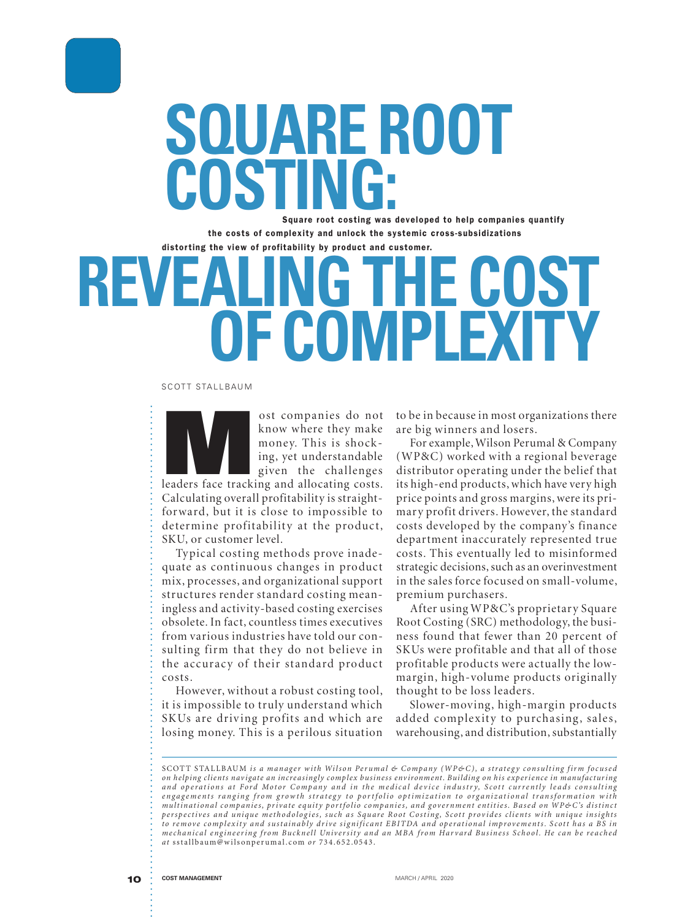# SQUARE ROOT COSTING: REVEALING THE COST OF COMPLEXITY

**Square root costing was developed to help companies quantify the costs of complexity and unlock the systemic cross-subsidizations distorting the view of profitability by product and customer.**

SCOTT STALLBAUM

Most companies do not know where they make money. This is shocking, yet understandable given the challenges leaders face tracking and allocating costs. Calculating overall profitability is straightforward, but it is close to impossible to determine profitability at the product, SKU, or customer level.

Typical costing methods prove inadequate as continuous changes in product mix, processes, and organizational support structures render standard costing meaningless and activity-based costing exercises obsolete. In fact, countless times executives from various industries have told our consulting firm that they do not believe in the accuracy of their standard product costs.

However, without a robust costing tool, it is impossible to truly understand which SKUs are driving profits and which are losing money. This is a perilous situation to be in because in most organizations there are big winners and losers.

For example, Wilson Perumal & Company (WP&C) worked with a regional beverage distributor operating under the belief that its high-end products, which have very high price points and gross margins, were its primary profit drivers. However, the standard costs developed by the company's finance department inaccurately represented true costs. This eventually led to misinformed strategic decisions, such as an overinvestment in the sales force focused on small-volume, premium purchasers.

After using WP&C's proprietary Square Root Costing (SRC) methodology, the business found that fewer than 20 percent of SKUs were profitable and that all of those profitable products were actually the low-margin, high-volume products originally thought to be loss leaders.

Slower-moving, high-margin products added complexity to purchasing, sales, warehousing, and distribution, substantially

---

*SCOTT STALLBAUM is a manager with Wilson Perumal & Company (WP&C), a strategy consulting firm focused on helping clients navigate an increasingly complex business environment. Building on his experience in manufacturing and operations at Ford Motor Company and in the medical device industry, Scott currently leads consulting engagements ranging from growth strategy to portfolio optimization to organizational transformation with multinational companies, private equity portfolio companies, and government entities. Based on WP&C's distinct perspectives and unique methodologies, such as Square Root Costing, Scott provides clients with unique insights to remove complexity and sustainably drive significant EBITDA and operational improvements. Scott has a BS in mechanical engineering from Bucknell University and an MBA from Harvard Business School. He can be reached at* sstallbaum@wilsonperumal.com *or* 734.652.0543.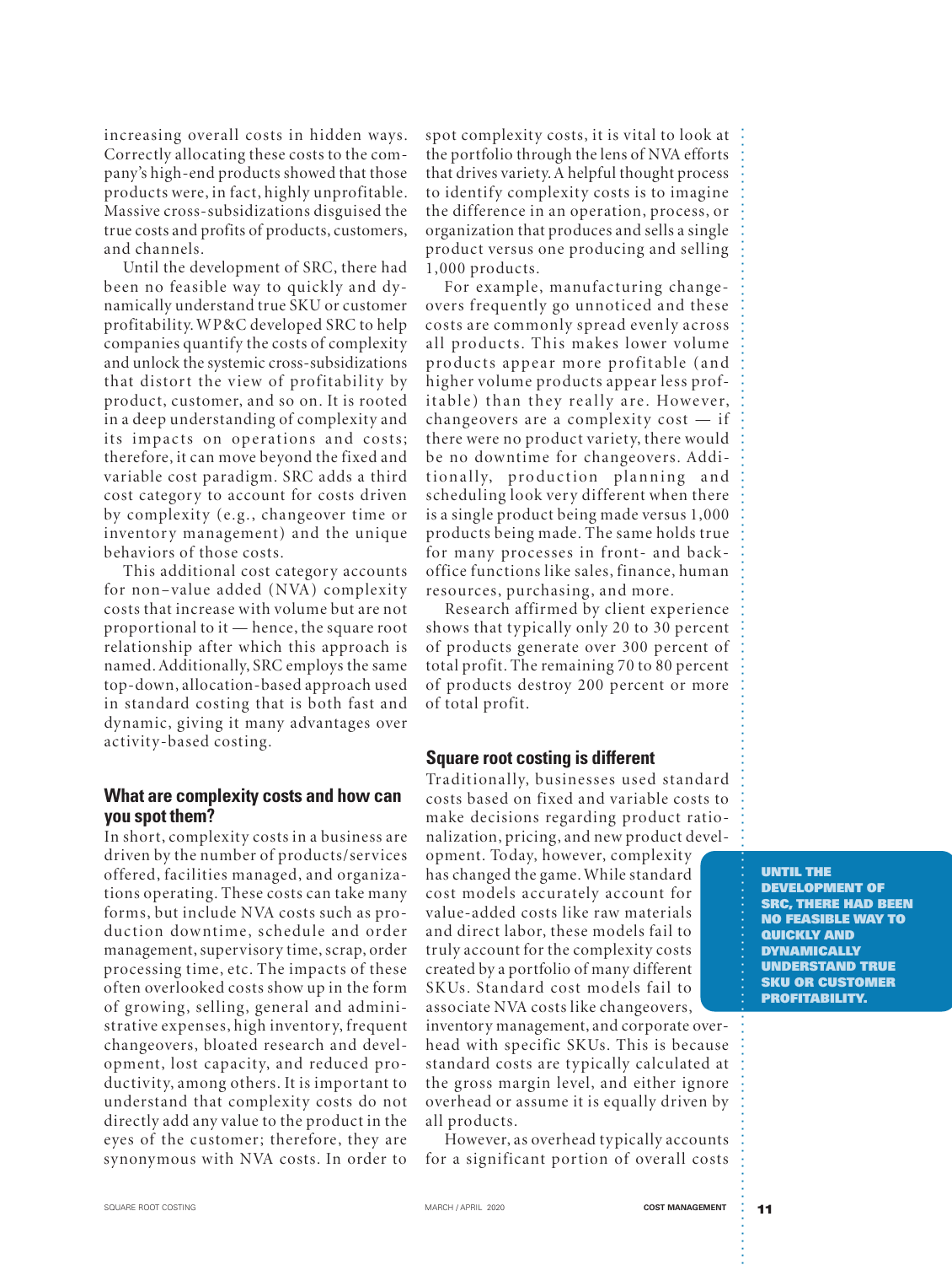increasing overall costs in hidden ways. Correctly allocating these costs to the company's high-end products showed that those products were, in fact, highly unprofitable. Massive cross-subsidizations disguised the true costs and profits of products, customers, and channels.

Until the development of SRC, there had been no feasible way to quickly and dynamically understand true SKU or customer profitability. WP&C developed SRC to help companies quantify the costs of complexity and unlock the systemic cross-subsidizations that distort the view of profitability by product, customer, and so on. It is rooted in a deep understanding of complexity and its impacts on operations and costs; therefore, it can move beyond the fixed and variable cost paradigm. SRC adds a third cost category to account for costs driven by complexity (e.g., changeover time or inventory management) and the unique behaviors of those costs.

This additional cost category accounts for non–value added (NVA) complexity costs that increase with volume but are not proportional to it — hence, the square root relationship after which this approach is named. Additionally, SRC employs the same top-down, allocation-based approach used in standard costing that is both fast and dynamic, giving it many advantages over activity-based costing.

## What are complexity costs and how can you spot them?

In short, complexity costs in a business are driven by the number of products/services offered, facilities managed, and organizations operating. These costs can take many forms, but include NVA costs such as production downtime, schedule and order management, supervisory time, scrap, order processing time, etc. The impacts of these often overlooked costs show up in the form of growing, selling, general and administrative expenses, high inventory, frequent changeovers, bloated research and development, lost capacity, and reduced productivity, among others. It is important to understand that complexity costs do not directly add any value to the product in the eyes of the customer; therefore, they are synonymous with NVA costs. In order to spot complexity costs, it is vital to look at the portfolio through the lens of NVA efforts that drives variety. A helpful thought process to identify complexity costs is to imagine the difference in an operation, process, or organization that produces and sells a single product versus one producing and selling 1,000 products.

For example, manufacturing changeovers frequently go unnoticed and these costs are commonly spread evenly across all products. This makes lower volume products appear more profitable (and higher volume products appear less profitable) than they really are. However, changeovers are a complexity cost — if there were no product variety, there would be no downtime for changeovers. Additionally, production planning and scheduling look very different when there is a single product being made versus 1,000 products being made. The same holds true for many processes in front- and back-office functions like sales, finance, human resources, purchasing, and more.

Research affirmed by client experience shows that typically only 20 to 30 percent of products generate over 300 percent of total profit. The remaining 70 to 80 percent of products destroy 200 percent or more of total profit.

## Square root costing is different

Traditionally, businesses used standard costs based on fixed and variable costs to make decisions regarding product rationalization, pricing, and new product development. Today, however, complexity has changed the game. While standard cost models accurately account for value-added costs like raw materials and direct labor, these models fail to truly account for the complexity costs created by a portfolio of many different SKUs. Standard cost models fail to associate NVA costs like changeovers, inventory management, and corporate overhead with specific SKUs. This is because standard costs are typically calculated at the gross margin level, and either ignore overhead or assume it is equally driven by all products.

**UNTIL THE DEVELOPMENT OF SRC, THERE HAD BEEN NO FEASIBLE WAY TO QUICKLY AND DYNAMICALLY UNDERSTAND TRUE SKU OR CUSTOMER PROFITABILITY.**

However, as overhead typically accounts for a significant portion of overall costs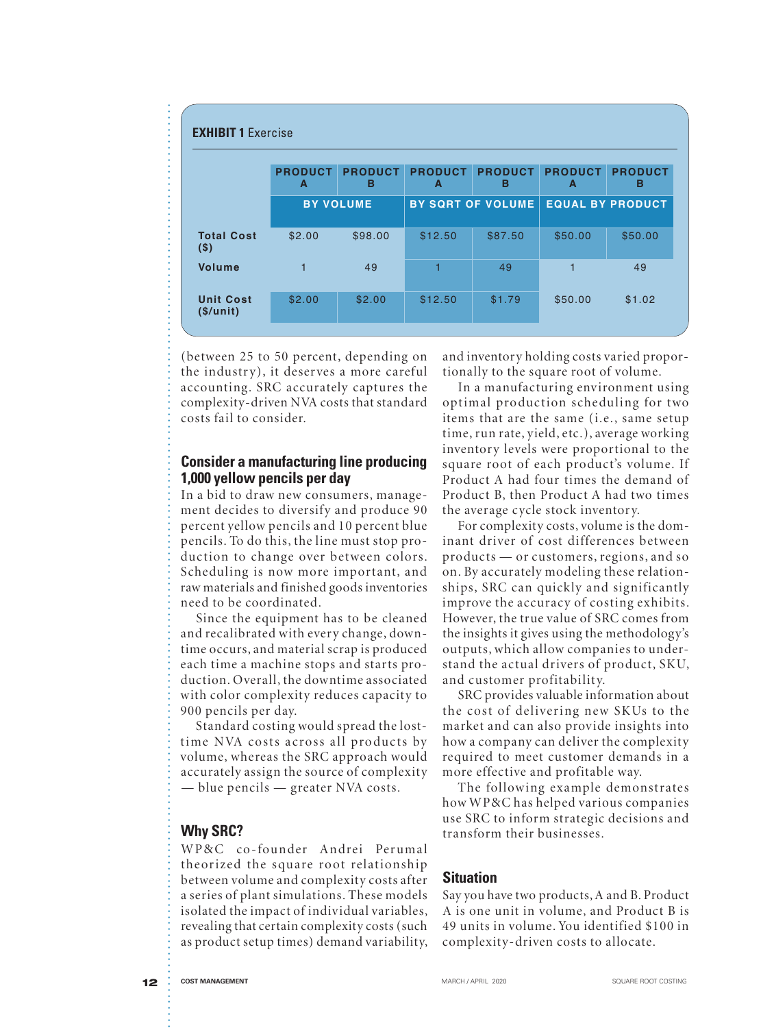**EXHIBIT 1** Exercise

| | PRODUCT A | PRODUCT B | PRODUCT A | PRODUCT B | PRODUCT A | PRODUCT B |
|---|---|---|---|---|---|---|
| | BY VOLUME | | BY SQRT OF VOLUME | | EQUAL BY PRODUCT | |
| **Total Cost ($)** | $2.00 | $98.00 | $12.50 | $87.50 | $50.00 | $50.00 |
| **Volume** | 1 | 49 | 1 | 49 | 1 | 49 |
| **Unit Cost ($/unit)** | $2.00 | $2.00 | $12.50 | $1.79 | $50.00 | $1.02 |

(between 25 to 50 percent, depending on the industry), it deserves a more careful accounting. SRC accurately captures the complexity-driven NVA costs that standard costs fail to consider.

## Consider a manufacturing line producing 1,000 yellow pencils per day

In a bid to draw new consumers, management decides to diversify and produce 90 percent yellow pencils and 10 percent blue pencils. To do this, the line must stop production to change over between colors. Scheduling is now more important, and raw materials and finished goods inventories need to be coordinated.

Since the equipment has to be cleaned and recalibrated with every change, downtime occurs, and material scrap is produced each time a machine stops and starts production. Overall, the downtime associated with color complexity reduces capacity to 900 pencils per day.

Standard costing would spread the lost-time NVA costs across all products by volume, whereas the SRC approach would accurately assign the source of complexity — blue pencils — greater NVA costs.

## Why SRC?

WP&C co-founder Andrei Perumal theorized the square root relationship between volume and complexity costs after a series of plant simulations. These models isolated the impact of individual variables, revealing that certain complexity costs (such as product setup times) demand variability, and inventory holding costs varied proportionally to the square root of volume.

In a manufacturing environment using optimal production scheduling for two items that are the same (i.e., same setup time, run rate, yield, etc.), average working inventory levels were proportional to the square root of each product's volume. If Product A had four times the demand of Product B, then Product A had two times the average cycle stock inventory.

For complexity costs, volume is the dominant driver of cost differences between products — or customers, regions, and so on. By accurately modeling these relationships, SRC can quickly and significantly improve the accuracy of costing exhibits. However, the true value of SRC comes from the insights it gives using the methodology's outputs, which allow companies to understand the actual drivers of product, SKU, and customer profitability.

SRC provides valuable information about the cost of delivering new SKUs to the market and can also provide insights into how a company can deliver the complexity required to meet customer demands in a more effective and profitable way.

The following example demonstrates how WP&C has helped various companies use SRC to inform strategic decisions and transform their businesses.

## Situation

Say you have two products, A and B. Product A is one unit in volume, and Product B is 49 units in volume. You identified $100 in complexity-driven costs to allocate.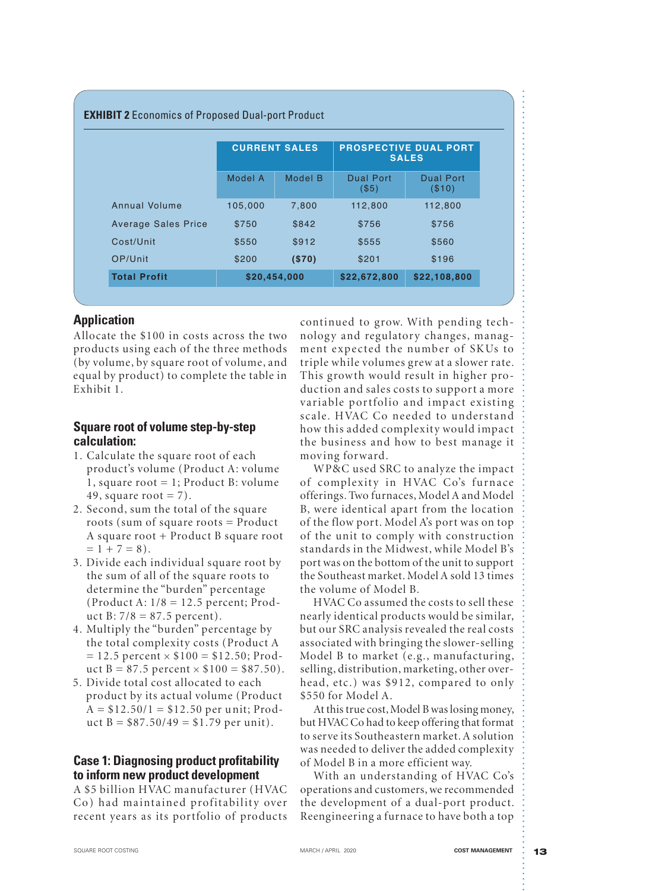**EXHIBIT 2** Economics of Proposed Dual-port Product

| | CURRENT SALES | | PROSPECTIVE DUAL PORT SALES | |
|---|---|---|---|---|
| | Model A | Model B | Dual Port ($5) | Dual Port ($10) |
| Annual Volume | 105,000 | 7,800 | 112,800 | 112,800 |
| Average Sales Price | $750 | $842 | $756 | $756 |
| Cost/Unit | $550 | $912 | $555 | $560 |
| OP/Unit | $200 | **($70)** | $201 | $196 |
| **Total Profit** | **$20,454,000** | | **$22,672,800** | **$22,108,800** |

## Application

Allocate the $100 in costs across the two products using each of the three methods (by volume, by square root of volume, and equal by product) to complete the table in Exhibit 1.

## Square root of volume step-by-step calculation:

1. Calculate the square root of each product's volume (Product A: volume 1, square root = 1; Product B: volume 49, square root = 7).
2. Second, sum the total of the square roots (sum of square roots = Product A square root + Product B square root = 1 + 7 = 8).
3. Divide each individual square root by the sum of all of the square roots to determine the "burden" percentage (Product A: 1/8 = 12.5 percent; Product B: 7/8 = 87.5 percent).
4. Multiply the "burden" percentage by the total complexity costs (Product A = 12.5 percent × $100 = $12.50; Product B = 87.5 percent × $100 = $87.50).
5. Divide total cost allocated to each product by its actual volume (Product A = $12.50/1 = $12.50 per unit; Product B = $87.50/49 = $1.79 per unit).

## Case 1: Diagnosing product profitability to inform new product development

A $5 billion HVAC manufacturer (HVAC Co) had maintained profitability over recent years as its portfolio of products continued to grow. With pending technology and regulatory changes, management expected the number of SKUs to triple while volumes grew at a slower rate. This growth would result in higher production and sales costs to support a more variable portfolio and impact existing scale. HVAC Co needed to understand how this added complexity would impact the business and how to best manage it moving forward.

WP&C used SRC to analyze the impact of complexity in HVAC Co's furnace offerings. Two furnaces, Model A and Model B, were identical apart from the location of the flow port. Model A's port was on top of the unit to comply with construction standards in the Midwest, while Model B's port was on the bottom of the unit to support the Southeast market. Model A sold 13 times the volume of Model B.

HVAC Co assumed the costs to sell these nearly identical products would be similar, but our SRC analysis revealed the real costs associated with bringing the slower-selling Model B to market (e.g., manufacturing, selling, distribution, marketing, other overhead, etc.) was $912, compared to only $550 for Model A.

At this true cost, Model B was losing money, but HVAC Co had to keep offering that format to serve its Southeastern market. A solution was needed to deliver the added complexity of Model B in a more efficient way.

With an understanding of HVAC Co's operations and customers, we recommended the development of a dual-port product. Reengineering a furnace to have both a top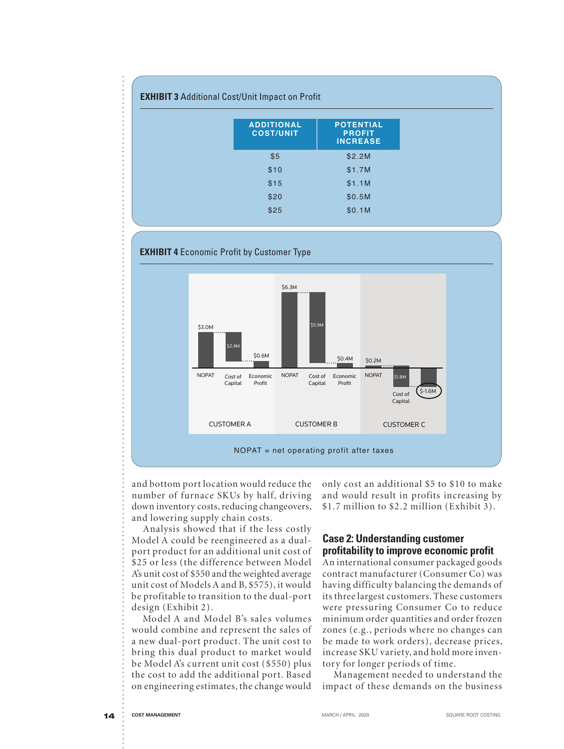**EXHIBIT 3** Additional Cost/Unit Impact on Profit

| ADDITIONAL COST/UNIT | POTENTIAL PROFIT INCREASE |
|---|---|
| $5 | $2.2M |
| $10 | $1.7M |
| $15 | $1.1M |
| $20 | $0.5M |
| $25 | $0.1M |

**EXHIBIT 4** Economic Profit by Customer Type

| | NOPAT | Cost of Capital | Economic Profit |
|---|---|---|---|
| CUSTOMER A | $3.0M | $2.4M | $0.6M |
| CUSTOMER B | $6.3M | $5.9M | $0.4M |
| CUSTOMER C | $0.2M | $1.8M | $-1.6M |

NOPAT = net operating profit after taxes

and bottom port location would reduce the number of furnace SKUs by half, driving down inventory costs, reducing changeovers, and lowering supply chain costs.

Analysis showed that if the less costly Model A could be reengineered as a dual-port product for an additional unit cost of $25 or less (the difference between Model A's unit cost of $550 and the weighted average unit cost of Models A and B, $575), it would be profitable to transition to the dual-port design (Exhibit 2).

Model A and Model B's sales volumes would combine and represent the sales of a new dual-port product. The unit cost to bring this dual product to market would be Model A's current unit cost ($550) plus the cost to add the additional port. Based on engineering estimates, the change would only cost an additional $5 to $10 to make and would result in profits increasing by $1.7 million to $2.2 million (Exhibit 3).

## Case 2: Understanding customer profitability to improve economic profit

An international consumer packaged goods contract manufacturer (Consumer Co) was having difficulty balancing the demands of its three largest customers. These customers were pressuring Consumer Co to reduce minimum order quantities and order frozen zones (e.g., periods where no changes can be made to work orders), decrease prices, increase SKU variety, and hold more inventory for longer periods of time.

Management needed to understand the impact of these demands on the business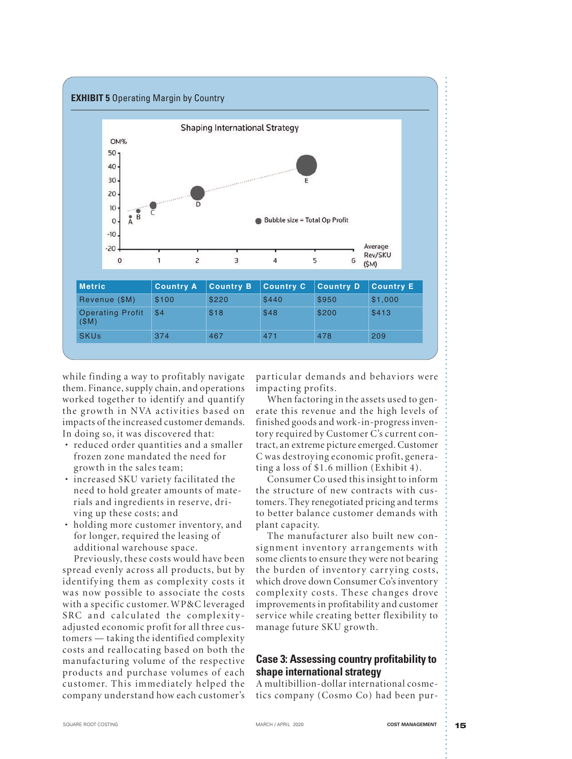**EXHIBIT 5** Operating Margin by Country

| Metric | Country A | Country B | Country C | Country D | Country E |
|---|---|---|---|---|---|
| Revenue ($M) | $100 | $220 | $440 | $950 | $1,000 |
| Operating Profit ($M) | $4 | $18 | $48 | $200 | $413 |
| SKUs | 374 | 467 | 471 | 478 | 209 |

while finding a way to profitably navigate them. Finance, supply chain, and operations worked together to identify and quantify the growth in NVA activities based on impacts of the increased customer demands. In doing so, it was discovered that:

- reduced order quantities and a smaller frozen zone mandated the need for growth in the sales team;
- increased SKU variety facilitated the need to hold greater amounts of materials and ingredients in reserve, driving up these costs; and
- holding more customer inventory, and for longer, required the leasing of additional warehouse space.

Previously, these costs would have been spread evenly across all products, but by identifying them as complexity costs it was now possible to associate the costs with a specific customer. WP&C leveraged SRC and calculated the complexity-adjusted economic profit for all three customers — taking the identified complexity costs and reallocating based on both the manufacturing volume of the respective products and purchase volumes of each customer. This immediately helped the company understand how each customer's particular demands and behaviors were impacting profits.

When factoring in the assets used to generate this revenue and the high levels of finished goods and work-in-progress inventory required by Customer C's current contract, an extreme picture emerged. Customer C was destroying economic profit, generating a loss of $1.6 million (Exhibit 4).

Consumer Co used this insight to inform the structure of new contracts with customers. They renegotiated pricing and terms to better balance customer demands with plant capacity.

The manufacturer also built new consignment inventory arrangements with some clients to ensure they were not bearing the burden of inventory carrying costs, which drove down Consumer Co's inventory complexity costs. These changes drove improvements in profitability and customer service while creating better flexibility to manage future SKU growth.

## Case 3: Assessing country profitability to shape international strategy

A multibillion-dollar international cosmetics company (Cosmo Co) had been pur-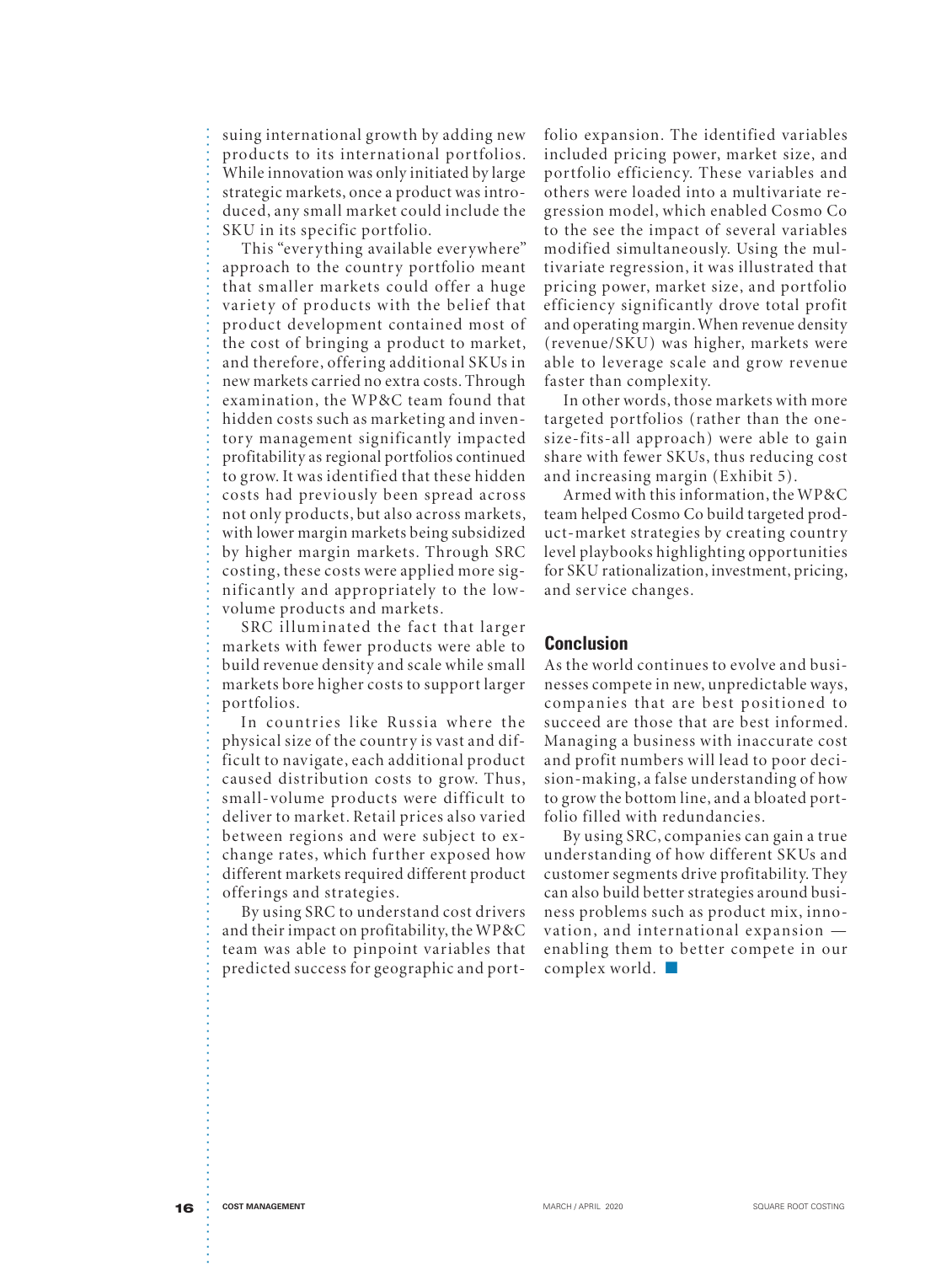suing international growth by adding new products to its international portfolios. While innovation was only initiated by large strategic markets, once a product was introduced, any small market could include the SKU in its specific portfolio.

This "everything available everywhere" approach to the country portfolio meant that smaller markets could offer a huge variety of products with the belief that product development contained most of the cost of bringing a product to market, and therefore, offering additional SKUs in new markets carried no extra costs. Through examination, the WP&C team found that hidden costs such as marketing and inventory management significantly impacted profitability as regional portfolios continued to grow. It was identified that these hidden costs had previously been spread across not only products, but also across markets, with lower margin markets being subsidized by higher margin markets. Through SRC costing, these costs were applied more significantly and appropriately to the low-volume products and markets.

SRC illuminated the fact that larger markets with fewer products were able to build revenue density and scale while small markets bore higher costs to support larger portfolios.

In countries like Russia where the physical size of the country is vast and difficult to navigate, each additional product caused distribution costs to grow. Thus, small-volume products were difficult to deliver to market. Retail prices also varied between regions and were subject to exchange rates, which further exposed how different markets required different product offerings and strategies.

By using SRC to understand cost drivers and their impact on profitability, the WP&C team was able to pinpoint variables that predicted success for geographic and portfolio expansion. The identified variables included pricing power, market size, and portfolio efficiency. These variables and others were loaded into a multivariate regression model, which enabled Cosmo Co to the see the impact of several variables modified simultaneously. Using the multivariate regression, it was illustrated that pricing power, market size, and portfolio efficiency significantly drove total profit and operating margin. When revenue density (revenue/SKU) was higher, markets were able to leverage scale and grow revenue faster than complexity.

In other words, those markets with more targeted portfolios (rather than the one-size-fits-all approach) were able to gain share with fewer SKUs, thus reducing cost and increasing margin (Exhibit 5).

Armed with this information, the WP&C team helped Cosmo Co build targeted product-market strategies by creating country level playbooks highlighting opportunities for SKU rationalization, investment, pricing, and service changes.

## Conclusion

As the world continues to evolve and businesses compete in new, unpredictable ways, companies that are best positioned to succeed are those that are best informed. Managing a business with inaccurate cost and profit numbers will lead to poor decision-making, a false understanding of how to grow the bottom line, and a bloated portfolio filled with redundancies.

By using SRC, companies can gain a true understanding of how different SKUs and customer segments drive profitability. They can also build better strategies around business problems such as product mix, innovation, and international expansion — enabling them to better compete in our complex world. ■